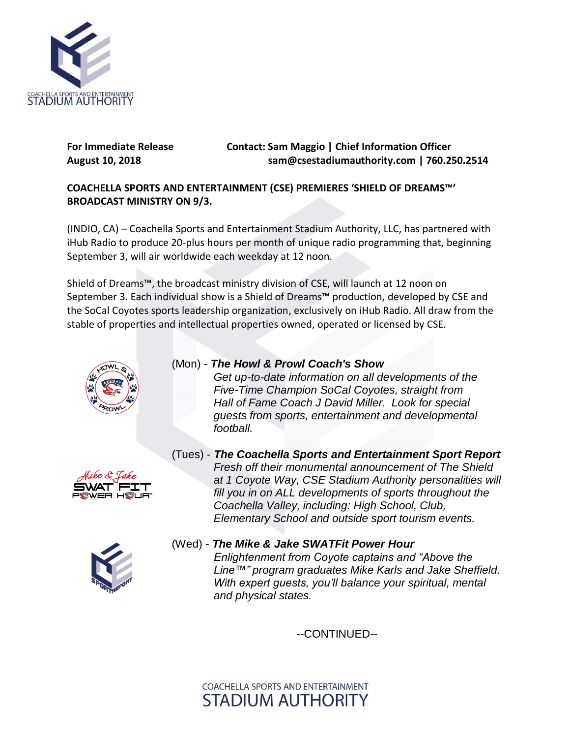**For Immediate Release** **Contact: Sam Maggio | Chief Information Officer**
**August 10, 2018** **sam@csestadiumauthority.com | 760.250.2514**

**COACHELLA SPORTS AND ENTERTAINMENT (CSE) PREMIERES 'SHIELD OF DREAMS™' BROADCAST MINISTRY ON 9/3.**

(INDIO, CA) – Coachella Sports and Entertainment Stadium Authority, LLC, has partnered with iHub Radio to produce 20-plus hours per month of unique radio programming that, beginning September 3, will air worldwide each weekday at 12 noon.

Shield of Dreams™, the broadcast ministry division of CSE, will launch at 12 noon on September 3. Each individual show is a Shield of Dreams™ production, developed by CSE and the SoCal Coyotes sports leadership organization, exclusively on iHub Radio. All draw from the stable of properties and intellectual properties owned, operated or licensed by CSE.

(Mon) - ***The Howl & Prowl Coach's Show***

*Get up-to-date information on all developments of the Five-Time Champion SoCal Coyotes, straight from Hall of Fame Coach J David Miller. Look for special guests from sports, entertainment and developmental football.*

(Tues) - ***The Coachella Sports and Entertainment Sport Report***

*Fresh off their monumental announcement of The Shield at 1 Coyote Way, CSE Stadium Authority personalities will fill you in on ALL developments of sports throughout the Coachella Valley, including: High School, Club, Elementary School and outside sport tourism events.*

(Wed) - ***The Mike & Jake SWATFit Power Hour***

*Enlightenment from Coyote captains and "Above the Line™" program graduates Mike Karls and Jake Sheffield. With expert guests, you'll balance your spiritual, mental and physical states.*

--CONTINUED--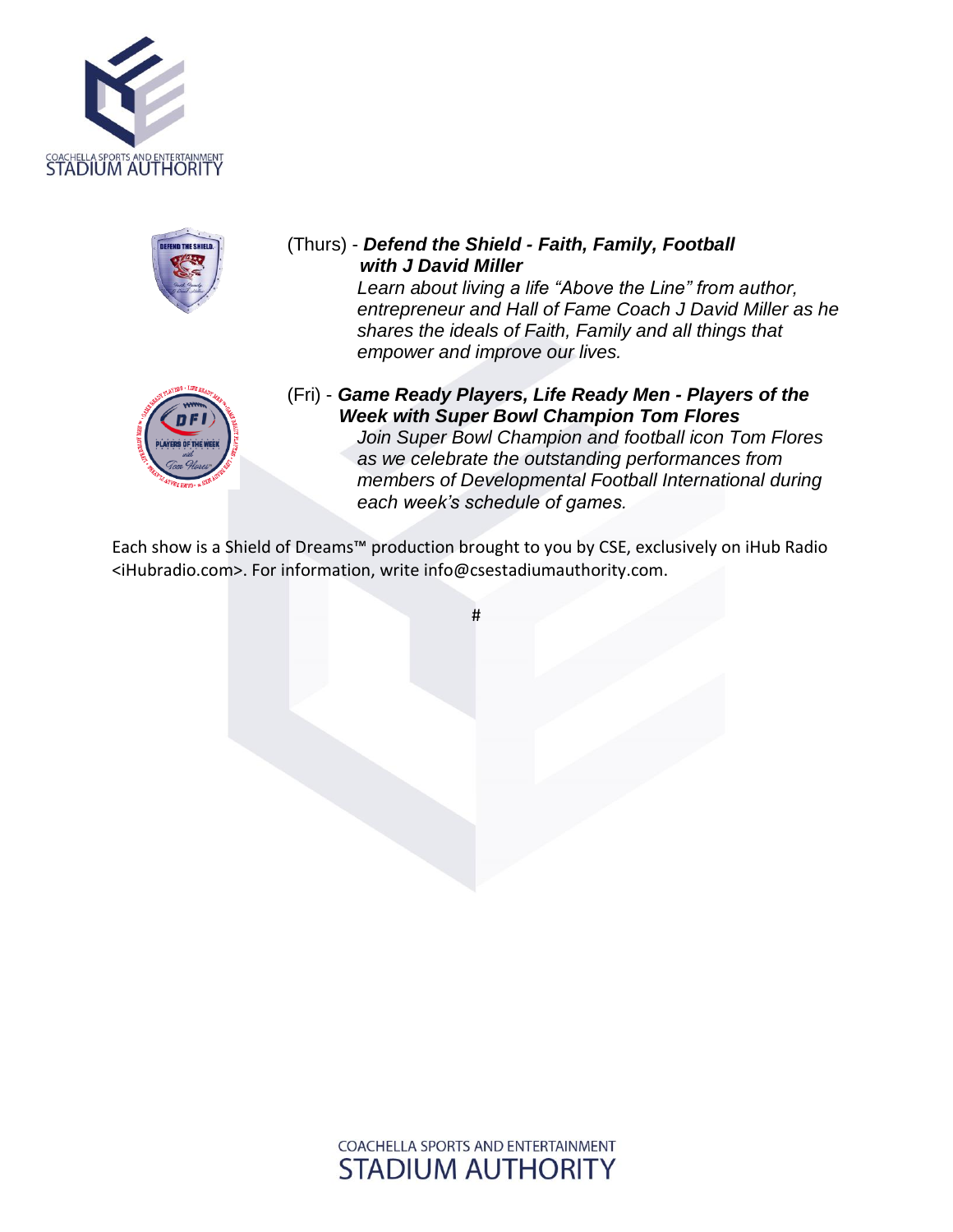(Thurs) - ***Defend the Shield - Faith, Family, Football with J David Miller***

*Learn about living a life "Above the Line" from author, entrepreneur and Hall of Fame Coach J David Miller as he shares the ideals of Faith, Family and all things that empower and improve our lives.*

(Fri) - ***Game Ready Players, Life Ready Men - Players of the Week with Super Bowl Champion Tom Flores***

*Join Super Bowl Champion and football icon Tom Flores as we celebrate the outstanding performances from members of Developmental Football International during each week's schedule of games.*

Each show is a Shield of Dreams™ production brought to you by CSE, exclusively on iHub Radio <iHubradio.com>. For information, write info@csestadiumauthority.com.

#